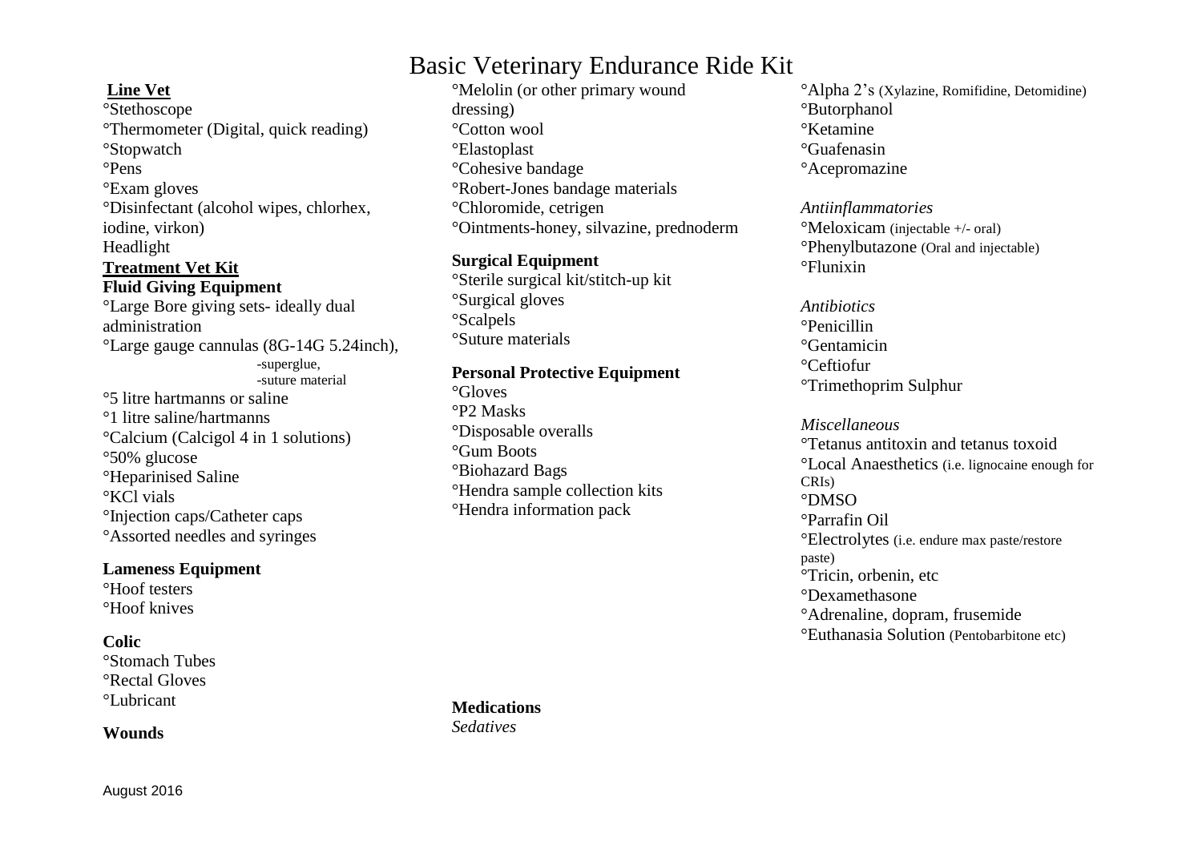# Basic Veterinary Endurance Ride Kit

## Line Vet

°Stethoscope
°Thermometer (Digital, quick reading)
°Stopwatch
°Pens
°Exam gloves
°Disinfectant (alcohol wipes, chlorhex, iodine, virkon)
Headlight

## Treatment Vet Kit

### Fluid Giving Equipment

°Large Bore giving sets- ideally dual administration
°Large gauge cannulas (8G-14G 5.24inch),
-superglue,
-suture material
°5 litre hartmanns or saline
°1 litre saline/hartmanns
°Calcium (Calcigol 4 in 1 solutions)
°50% glucose
°Heparinised Saline
°KCl vials
°Injection caps/Catheter caps
°Assorted needles and syringes

### Lameness Equipment

°Hoof testers
°Hoof knives

### Colic

°Stomach Tubes
°Rectal Gloves
°Lubricant

### Wounds

°Melolin (or other primary wound dressing)
°Cotton wool
°Elastoplast
°Cohesive bandage
°Robert-Jones bandage materials
°Chloromide, cetrigen
°Ointments-honey, silvazine, prednoderm

### Surgical Equipment

°Sterile surgical kit/stitch-up kit
°Surgical gloves
°Scalpels
°Suture materials

### Personal Protective Equipment

°Gloves
°P2 Masks
°Disposable overalls
°Gum Boots
°Biohazard Bags
°Hendra sample collection kits
°Hendra information pack

### Medications

*Sedatives*

°Alpha 2's (Xylazine, Romifidine, Detomidine)
°Butorphanol
°Ketamine
°Guafenasin
°Acepromazine

*Antiinflammatories*

°Meloxicam (injectable +/- oral)
°Phenylbutazone (Oral and injectable)
°Flunixin

*Antibiotics*

°Penicillin
°Gentamicin
°Ceftiofur
°Trimethoprim Sulphur

*Miscellaneous*

°Tetanus antitoxin and tetanus toxoid
°Local Anaesthetics (i.e. lignocaine enough for CRIs)
°DMSO
°Parrafin Oil
°Electrolytes (i.e. endure max paste/restore paste)
°Tricin, orbenin, etc
°Dexamethasone
°Adrenaline, dopram, frusemide
°Euthanasia Solution (Pentobarbitone etc)

August 2016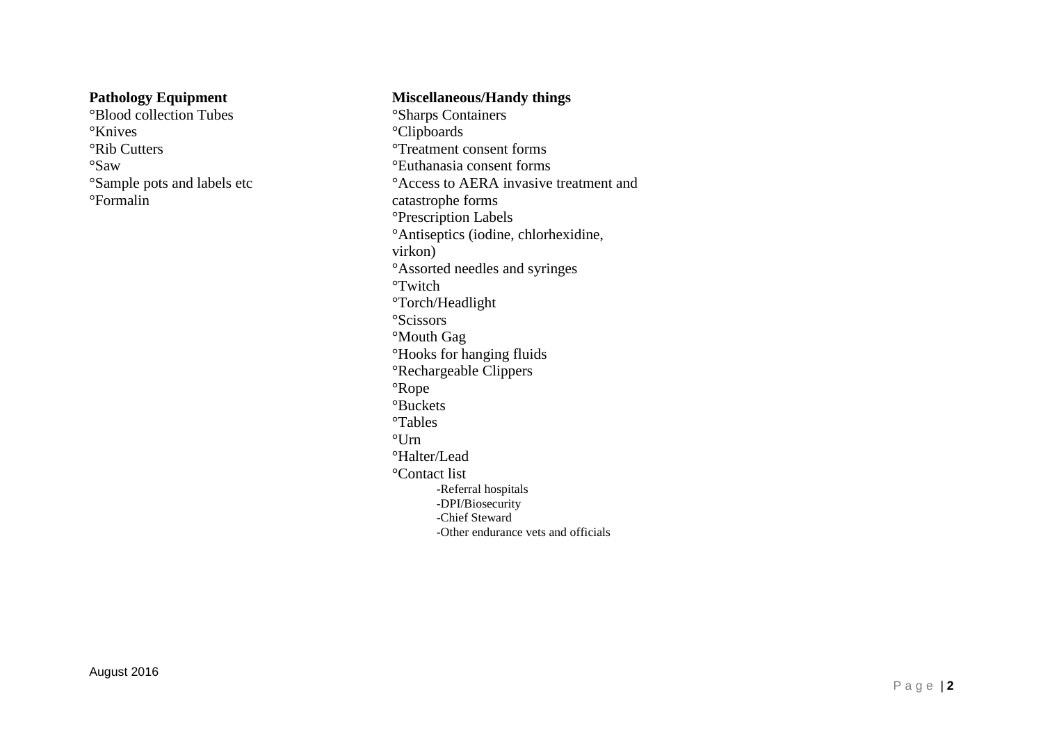**Pathology Equipment**

°Blood collection Tubes
°Knives
°Rib Cutters
°Saw
°Sample pots and labels etc
°Formalin

**Miscellaneous/Handy things**

°Sharps Containers
°Clipboards
°Treatment consent forms
°Euthanasia consent forms
°Access to AERA invasive treatment and catastrophe forms
°Prescription Labels
°Antiseptics (iodine, chlorhexidine, virkon)
°Assorted needles and syringes
°Twitch
°Torch/Headlight
°Scissors
°Mouth Gag
°Hooks for hanging fluids
°Rechargeable Clippers
°Rope
°Buckets
°Tables
°Urn
°Halter/Lead
°Contact list
- -Referral hospitals
- -DPI/Biosecurity
- -Chief Steward
- -Other endurance vets and officials

August 2016